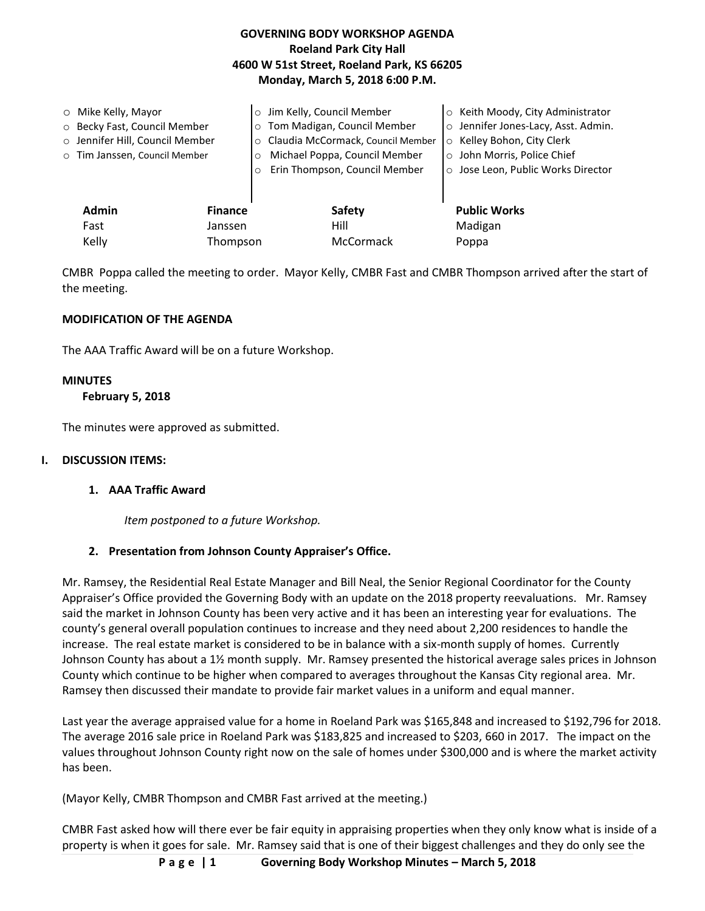# GOVERNING BODY WORKSHOP AGENDA
**Roeland Park City Hall**
**4600 W 51st Street, Roeland Park, KS 66205**
**Monday, March 5, 2018 6:00 P.M.**

- Mike Kelly, Mayor
- Becky Fast, Council Member
- Jennifer Hill, Council Member
- Tim Janssen, Council Member
- Jim Kelly, Council Member
- Tom Madigan, Council Member
- Claudia McCormack, Council Member
- Michael Poppa, Council Member
- Erin Thompson, Council Member
- Keith Moody, City Administrator
- Jennifer Jones-Lacy, Asst. Admin.
- Kelley Bohon, City Clerk
- John Morris, Police Chief
- Jose Leon, Public Works Director

| Admin | Finance | Safety | Public Works |
|---|---|---|---|
| Fast | Janssen | Hill | Madigan |
| Kelly | Thompson | McCormack | Poppa |

CMBR Poppa called the meeting to order. Mayor Kelly, CMBR Fast and CMBR Thompson arrived after the start of the meeting.

**MODIFICATION OF THE AGENDA**

The AAA Traffic Award will be on a future Workshop.

**MINUTES**

**February 5, 2018**

The minutes were approved as submitted.

## I. DISCUSSION ITEMS:

### 1. AAA Traffic Award

*Item postponed to a future Workshop.*

### 2. Presentation from Johnson County Appraiser's Office.

Mr. Ramsey, the Residential Real Estate Manager and Bill Neal, the Senior Regional Coordinator for the County Appraiser's Office provided the Governing Body with an update on the 2018 property reevaluations. Mr. Ramsey said the market in Johnson County has been very active and it has been an interesting year for evaluations. The county's general overall population continues to increase and they need about 2,200 residences to handle the increase. The real estate market is considered to be in balance with a six-month supply of homes. Currently Johnson County has about a 1½ month supply. Mr. Ramsey presented the historical average sales prices in Johnson County which continue to be higher when compared to averages throughout the Kansas City regional area. Mr. Ramsey then discussed their mandate to provide fair market values in a uniform and equal manner.

Last year the average appraised value for a home in Roeland Park was $165,848 and increased to $192,796 for 2018. The average 2016 sale price in Roeland Park was $183,825 and increased to $203, 660 in 2017. The impact on the values throughout Johnson County right now on the sale of homes under $300,000 and is where the market activity has been.

(Mayor Kelly, CMBR Thompson and CMBR Fast arrived at the meeting.)

CMBR Fast asked how will there ever be fair equity in appraising properties when they only know what is inside of a property is when it goes for sale. Mr. Ramsey said that is one of their biggest challenges and they do only see the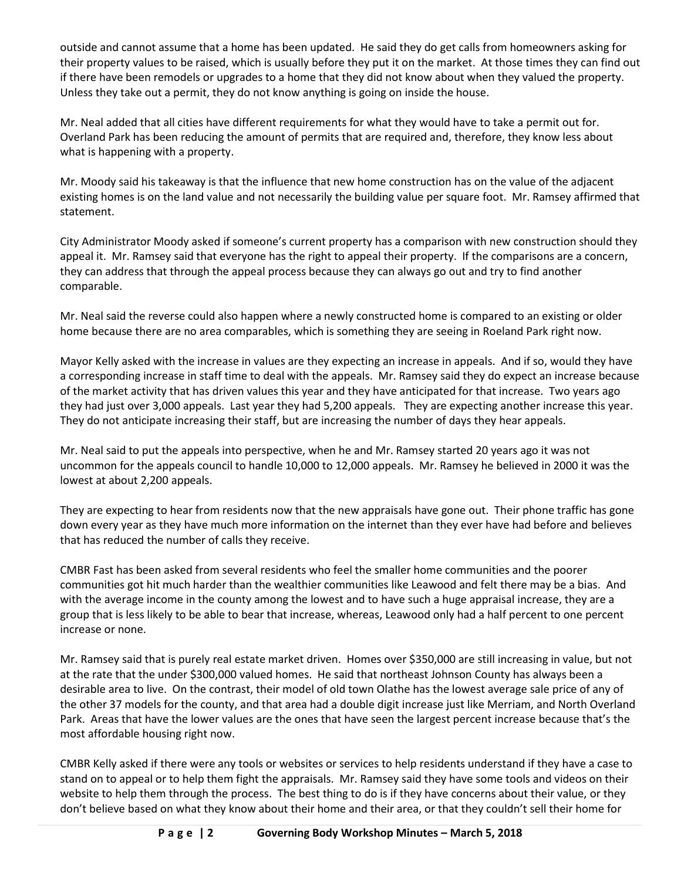outside and cannot assume that a home has been updated. He said they do get calls from homeowners asking for their property values to be raised, which is usually before they put it on the market. At those times they can find out if there have been remodels or upgrades to a home that they did not know about when they valued the property. Unless they take out a permit, they do not know anything is going on inside the house.

Mr. Neal added that all cities have different requirements for what they would have to take a permit out for. Overland Park has been reducing the amount of permits that are required and, therefore, they know less about what is happening with a property.

Mr. Moody said his takeaway is that the influence that new home construction has on the value of the adjacent existing homes is on the land value and not necessarily the building value per square foot. Mr. Ramsey affirmed that statement.

City Administrator Moody asked if someone's current property has a comparison with new construction should they appeal it. Mr. Ramsey said that everyone has the right to appeal their property. If the comparisons are a concern, they can address that through the appeal process because they can always go out and try to find another comparable.

Mr. Neal said the reverse could also happen where a newly constructed home is compared to an existing or older home because there are no area comparables, which is something they are seeing in Roeland Park right now.

Mayor Kelly asked with the increase in values are they expecting an increase in appeals. And if so, would they have a corresponding increase in staff time to deal with the appeals. Mr. Ramsey said they do expect an increase because of the market activity that has driven values this year and they have anticipated for that increase. Two years ago they had just over 3,000 appeals. Last year they had 5,200 appeals. They are expecting another increase this year. They do not anticipate increasing their staff, but are increasing the number of days they hear appeals.

Mr. Neal said to put the appeals into perspective, when he and Mr. Ramsey started 20 years ago it was not uncommon for the appeals council to handle 10,000 to 12,000 appeals. Mr. Ramsey he believed in 2000 it was the lowest at about 2,200 appeals.

They are expecting to hear from residents now that the new appraisals have gone out. Their phone traffic has gone down every year as they have much more information on the internet than they ever have had before and believes that has reduced the number of calls they receive.

CMBR Fast has been asked from several residents who feel the smaller home communities and the poorer communities got hit much harder than the wealthier communities like Leawood and felt there may be a bias. And with the average income in the county among the lowest and to have such a huge appraisal increase, they are a group that is less likely to be able to bear that increase, whereas, Leawood only had a half percent to one percent increase or none.

Mr. Ramsey said that is purely real estate market driven. Homes over $350,000 are still increasing in value, but not at the rate that the under $300,000 valued homes. He said that northeast Johnson County has always been a desirable area to live. On the contrast, their model of old town Olathe has the lowest average sale price of any of the other 37 models for the county, and that area had a double digit increase just like Merriam, and North Overland Park. Areas that have the lower values are the ones that have seen the largest percent increase because that's the most affordable housing right now.

CMBR Kelly asked if there were any tools or websites or services to help residents understand if they have a case to stand on to appeal or to help them fight the appraisals. Mr. Ramsey said they have some tools and videos on their website to help them through the process. The best thing to do is if they have concerns about their value, or they don't believe based on what they know about their home and their area, or that they couldn't sell their home for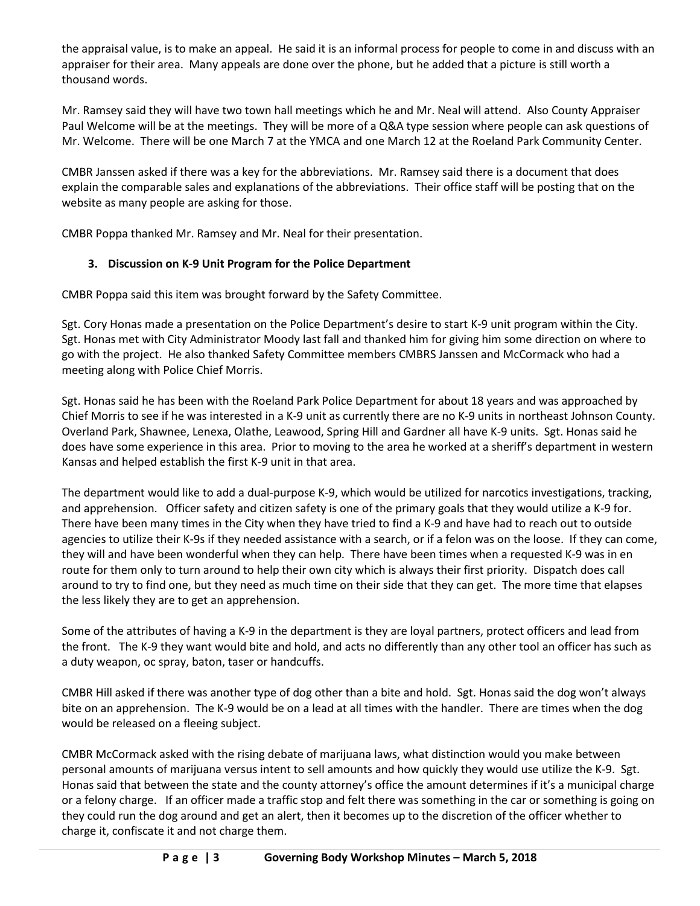the appraisal value, is to make an appeal. He said it is an informal process for people to come in and discuss with an appraiser for their area. Many appeals are done over the phone, but he added that a picture is still worth a thousand words.

Mr. Ramsey said they will have two town hall meetings which he and Mr. Neal will attend. Also County Appraiser Paul Welcome will be at the meetings. They will be more of a Q&A type session where people can ask questions of Mr. Welcome. There will be one March 7 at the YMCA and one March 12 at the Roeland Park Community Center.

CMBR Janssen asked if there was a key for the abbreviations. Mr. Ramsey said there is a document that does explain the comparable sales and explanations of the abbreviations. Their office staff will be posting that on the website as many people are asking for those.

CMBR Poppa thanked Mr. Ramsey and Mr. Neal for their presentation.

### 3. Discussion on K-9 Unit Program for the Police Department

CMBR Poppa said this item was brought forward by the Safety Committee.

Sgt. Cory Honas made a presentation on the Police Department's desire to start K-9 unit program within the City. Sgt. Honas met with City Administrator Moody last fall and thanked him for giving him some direction on where to go with the project. He also thanked Safety Committee members CMBRS Janssen and McCormack who had a meeting along with Police Chief Morris.

Sgt. Honas said he has been with the Roeland Park Police Department for about 18 years and was approached by Chief Morris to see if he was interested in a K-9 unit as currently there are no K-9 units in northeast Johnson County. Overland Park, Shawnee, Lenexa, Olathe, Leawood, Spring Hill and Gardner all have K-9 units. Sgt. Honas said he does have some experience in this area. Prior to moving to the area he worked at a sheriff's department in western Kansas and helped establish the first K-9 unit in that area.

The department would like to add a dual-purpose K-9, which would be utilized for narcotics investigations, tracking, and apprehension. Officer safety and citizen safety is one of the primary goals that they would utilize a K-9 for. There have been many times in the City when they have tried to find a K-9 and have had to reach out to outside agencies to utilize their K-9s if they needed assistance with a search, or if a felon was on the loose. If they can come, they will and have been wonderful when they can help. There have been times when a requested K-9 was in en route for them only to turn around to help their own city which is always their first priority. Dispatch does call around to try to find one, but they need as much time on their side that they can get. The more time that elapses the less likely they are to get an apprehension.

Some of the attributes of having a K-9 in the department is they are loyal partners, protect officers and lead from the front. The K-9 they want would bite and hold, and acts no differently than any other tool an officer has such as a duty weapon, oc spray, baton, taser or handcuffs.

CMBR Hill asked if there was another type of dog other than a bite and hold. Sgt. Honas said the dog won't always bite on an apprehension. The K-9 would be on a lead at all times with the handler. There are times when the dog would be released on a fleeing subject.

CMBR McCormack asked with the rising debate of marijuana laws, what distinction would you make between personal amounts of marijuana versus intent to sell amounts and how quickly they would use utilize the K-9. Sgt. Honas said that between the state and the county attorney's office the amount determines if it's a municipal charge or a felony charge. If an officer made a traffic stop and felt there was something in the car or something is going on they could run the dog around and get an alert, then it becomes up to the discretion of the officer whether to charge it, confiscate it and not charge them.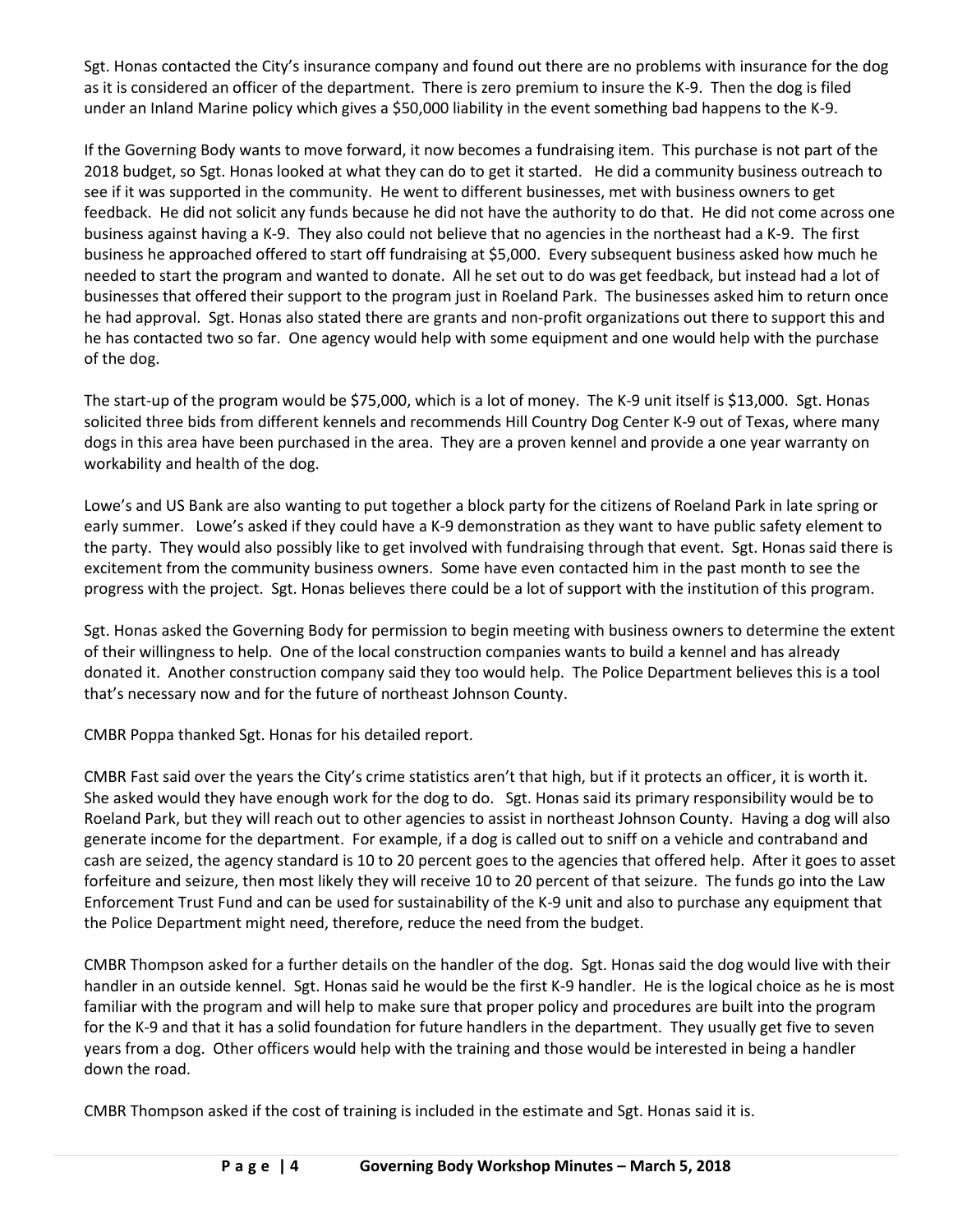Sgt. Honas contacted the City's insurance company and found out there are no problems with insurance for the dog as it is considered an officer of the department. There is zero premium to insure the K-9. Then the dog is filed under an Inland Marine policy which gives a $50,000 liability in the event something bad happens to the K-9.

If the Governing Body wants to move forward, it now becomes a fundraising item. This purchase is not part of the 2018 budget, so Sgt. Honas looked at what they can do to get it started. He did a community business outreach to see if it was supported in the community. He went to different businesses, met with business owners to get feedback. He did not solicit any funds because he did not have the authority to do that. He did not come across one business against having a K-9. They also could not believe that no agencies in the northeast had a K-9. The first business he approached offered to start off fundraising at $5,000. Every subsequent business asked how much he needed to start the program and wanted to donate. All he set out to do was get feedback, but instead had a lot of businesses that offered their support to the program just in Roeland Park. The businesses asked him to return once he had approval. Sgt. Honas also stated there are grants and non-profit organizations out there to support this and he has contacted two so far. One agency would help with some equipment and one would help with the purchase of the dog.

The start-up of the program would be $75,000, which is a lot of money. The K-9 unit itself is $13,000. Sgt. Honas solicited three bids from different kennels and recommends Hill Country Dog Center K-9 out of Texas, where many dogs in this area have been purchased in the area. They are a proven kennel and provide a one year warranty on workability and health of the dog.

Lowe's and US Bank are also wanting to put together a block party for the citizens of Roeland Park in late spring or early summer. Lowe's asked if they could have a K-9 demonstration as they want to have public safety element to the party. They would also possibly like to get involved with fundraising through that event. Sgt. Honas said there is excitement from the community business owners. Some have even contacted him in the past month to see the progress with the project. Sgt. Honas believes there could be a lot of support with the institution of this program.

Sgt. Honas asked the Governing Body for permission to begin meeting with business owners to determine the extent of their willingness to help. One of the local construction companies wants to build a kennel and has already donated it. Another construction company said they too would help. The Police Department believes this is a tool that's necessary now and for the future of northeast Johnson County.

CMBR Poppa thanked Sgt. Honas for his detailed report.

CMBR Fast said over the years the City's crime statistics aren't that high, but if it protects an officer, it is worth it. She asked would they have enough work for the dog to do. Sgt. Honas said its primary responsibility would be to Roeland Park, but they will reach out to other agencies to assist in northeast Johnson County. Having a dog will also generate income for the department. For example, if a dog is called out to sniff on a vehicle and contraband and cash are seized, the agency standard is 10 to 20 percent goes to the agencies that offered help. After it goes to asset forfeiture and seizure, then most likely they will receive 10 to 20 percent of that seizure. The funds go into the Law Enforcement Trust Fund and can be used for sustainability of the K-9 unit and also to purchase any equipment that the Police Department might need, therefore, reduce the need from the budget.

CMBR Thompson asked for a further details on the handler of the dog. Sgt. Honas said the dog would live with their handler in an outside kennel. Sgt. Honas said he would be the first K-9 handler. He is the logical choice as he is most familiar with the program and will help to make sure that proper policy and procedures are built into the program for the K-9 and that it has a solid foundation for future handlers in the department. They usually get five to seven years from a dog. Other officers would help with the training and those would be interested in being a handler down the road.

CMBR Thompson asked if the cost of training is included in the estimate and Sgt. Honas said it is.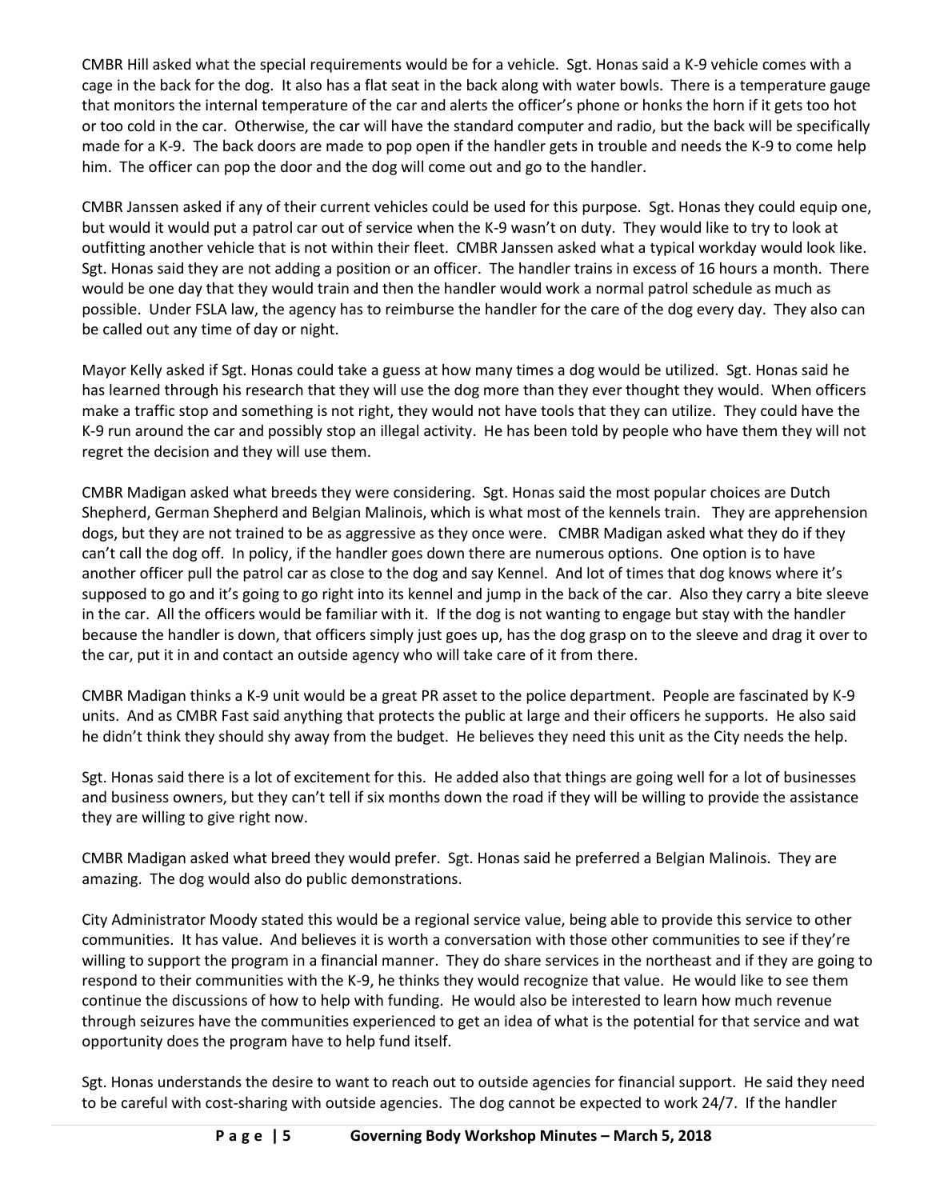CMBR Hill asked what the special requirements would be for a vehicle. Sgt. Honas said a K-9 vehicle comes with a cage in the back for the dog. It also has a flat seat in the back along with water bowls. There is a temperature gauge that monitors the internal temperature of the car and alerts the officer's phone or honks the horn if it gets too hot or too cold in the car. Otherwise, the car will have the standard computer and radio, but the back will be specifically made for a K-9. The back doors are made to pop open if the handler gets in trouble and needs the K-9 to come help him. The officer can pop the door and the dog will come out and go to the handler.

CMBR Janssen asked if any of their current vehicles could be used for this purpose. Sgt. Honas they could equip one, but would it would put a patrol car out of service when the K-9 wasn't on duty. They would like to try to look at outfitting another vehicle that is not within their fleet. CMBR Janssen asked what a typical workday would look like. Sgt. Honas said they are not adding a position or an officer. The handler trains in excess of 16 hours a month. There would be one day that they would train and then the handler would work a normal patrol schedule as much as possible. Under FSLA law, the agency has to reimburse the handler for the care of the dog every day. They also can be called out any time of day or night.

Mayor Kelly asked if Sgt. Honas could take a guess at how many times a dog would be utilized. Sgt. Honas said he has learned through his research that they will use the dog more than they ever thought they would. When officers make a traffic stop and something is not right, they would not have tools that they can utilize. They could have the K-9 run around the car and possibly stop an illegal activity. He has been told by people who have them they will not regret the decision and they will use them.

CMBR Madigan asked what breeds they were considering. Sgt. Honas said the most popular choices are Dutch Shepherd, German Shepherd and Belgian Malinois, which is what most of the kennels train. They are apprehension dogs, but they are not trained to be as aggressive as they once were. CMBR Madigan asked what they do if they can't call the dog off. In policy, if the handler goes down there are numerous options. One option is to have another officer pull the patrol car as close to the dog and say Kennel. And lot of times that dog knows where it's supposed to go and it's going to go right into its kennel and jump in the back of the car. Also they carry a bite sleeve in the car. All the officers would be familiar with it. If the dog is not wanting to engage but stay with the handler because the handler is down, that officers simply just goes up, has the dog grasp on to the sleeve and drag it over to the car, put it in and contact an outside agency who will take care of it from there.

CMBR Madigan thinks a K-9 unit would be a great PR asset to the police department. People are fascinated by K-9 units. And as CMBR Fast said anything that protects the public at large and their officers he supports. He also said he didn't think they should shy away from the budget. He believes they need this unit as the City needs the help.

Sgt. Honas said there is a lot of excitement for this. He added also that things are going well for a lot of businesses and business owners, but they can't tell if six months down the road if they will be willing to provide the assistance they are willing to give right now.

CMBR Madigan asked what breed they would prefer. Sgt. Honas said he preferred a Belgian Malinois. They are amazing. The dog would also do public demonstrations.

City Administrator Moody stated this would be a regional service value, being able to provide this service to other communities. It has value. And believes it is worth a conversation with those other communities to see if they're willing to support the program in a financial manner. They do share services in the northeast and if they are going to respond to their communities with the K-9, he thinks they would recognize that value. He would like to see them continue the discussions of how to help with funding. He would also be interested to learn how much revenue through seizures have the communities experienced to get an idea of what is the potential for that service and wat opportunity does the program have to help fund itself.

Sgt. Honas understands the desire to want to reach out to outside agencies for financial support. He said they need to be careful with cost-sharing with outside agencies. The dog cannot be expected to work 24/7. If the handler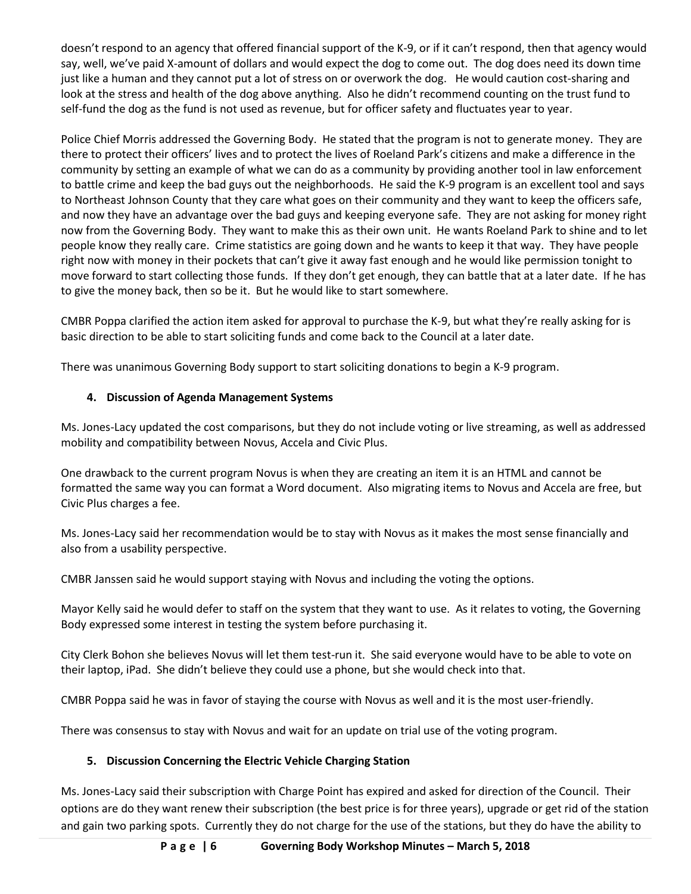doesn't respond to an agency that offered financial support of the K-9, or if it can't respond, then that agency would say, well, we've paid X-amount of dollars and would expect the dog to come out. The dog does need its down time just like a human and they cannot put a lot of stress on or overwork the dog. He would caution cost-sharing and look at the stress and health of the dog above anything. Also he didn't recommend counting on the trust fund to self-fund the dog as the fund is not used as revenue, but for officer safety and fluctuates year to year.

Police Chief Morris addressed the Governing Body. He stated that the program is not to generate money. They are there to protect their officers' lives and to protect the lives of Roeland Park's citizens and make a difference in the community by setting an example of what we can do as a community by providing another tool in law enforcement to battle crime and keep the bad guys out the neighborhoods. He said the K-9 program is an excellent tool and says to Northeast Johnson County that they care what goes on their community and they want to keep the officers safe, and now they have an advantage over the bad guys and keeping everyone safe. They are not asking for money right now from the Governing Body. They want to make this as their own unit. He wants Roeland Park to shine and to let people know they really care. Crime statistics are going down and he wants to keep it that way. They have people right now with money in their pockets that can't give it away fast enough and he would like permission tonight to move forward to start collecting those funds. If they don't get enough, they can battle that at a later date. If he has to give the money back, then so be it. But he would like to start somewhere.

CMBR Poppa clarified the action item asked for approval to purchase the K-9, but what they're really asking for is basic direction to be able to start soliciting funds and come back to the Council at a later date.

There was unanimous Governing Body support to start soliciting donations to begin a K-9 program.

### 4. Discussion of Agenda Management Systems

Ms. Jones-Lacy updated the cost comparisons, but they do not include voting or live streaming, as well as addressed mobility and compatibility between Novus, Accela and Civic Plus.

One drawback to the current program Novus is when they are creating an item it is an HTML and cannot be formatted the same way you can format a Word document. Also migrating items to Novus and Accela are free, but Civic Plus charges a fee.

Ms. Jones-Lacy said her recommendation would be to stay with Novus as it makes the most sense financially and also from a usability perspective.

CMBR Janssen said he would support staying with Novus and including the voting the options.

Mayor Kelly said he would defer to staff on the system that they want to use. As it relates to voting, the Governing Body expressed some interest in testing the system before purchasing it.

City Clerk Bohon she believes Novus will let them test-run it. She said everyone would have to be able to vote on their laptop, iPad. She didn't believe they could use a phone, but she would check into that.

CMBR Poppa said he was in favor of staying the course with Novus as well and it is the most user-friendly.

There was consensus to stay with Novus and wait for an update on trial use of the voting program.

### 5. Discussion Concerning the Electric Vehicle Charging Station

Ms. Jones-Lacy said their subscription with Charge Point has expired and asked for direction of the Council. Their options are do they want renew their subscription (the best price is for three years), upgrade or get rid of the station and gain two parking spots. Currently they do not charge for the use of the stations, but they do have the ability to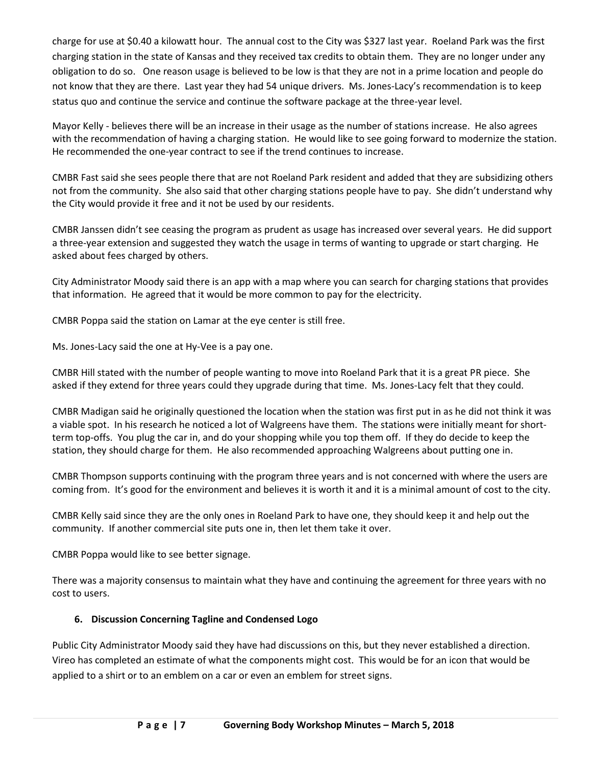charge for use at $0.40 a kilowatt hour. The annual cost to the City was $327 last year. Roeland Park was the first charging station in the state of Kansas and they received tax credits to obtain them. They are no longer under any obligation to do so. One reason usage is believed to be low is that they are not in a prime location and people do not know that they are there. Last year they had 54 unique drivers. Ms. Jones-Lacy's recommendation is to keep status quo and continue the service and continue the software package at the three-year level.

Mayor Kelly - believes there will be an increase in their usage as the number of stations increase. He also agrees with the recommendation of having a charging station. He would like to see going forward to modernize the station. He recommended the one-year contract to see if the trend continues to increase.

CMBR Fast said she sees people there that are not Roeland Park resident and added that they are subsidizing others not from the community. She also said that other charging stations people have to pay. She didn't understand why the City would provide it free and it not be used by our residents.

CMBR Janssen didn't see ceasing the program as prudent as usage has increased over several years. He did support a three-year extension and suggested they watch the usage in terms of wanting to upgrade or start charging. He asked about fees charged by others.

City Administrator Moody said there is an app with a map where you can search for charging stations that provides that information. He agreed that it would be more common to pay for the electricity.

CMBR Poppa said the station on Lamar at the eye center is still free.

Ms. Jones-Lacy said the one at Hy-Vee is a pay one.

CMBR Hill stated with the number of people wanting to move into Roeland Park that it is a great PR piece. She asked if they extend for three years could they upgrade during that time. Ms. Jones-Lacy felt that they could.

CMBR Madigan said he originally questioned the location when the station was first put in as he did not think it was a viable spot. In his research he noticed a lot of Walgreens have them. The stations were initially meant for short-term top-offs. You plug the car in, and do your shopping while you top them off. If they do decide to keep the station, they should charge for them. He also recommended approaching Walgreens about putting one in.

CMBR Thompson supports continuing with the program three years and is not concerned with where the users are coming from. It's good for the environment and believes it is worth it and it is a minimal amount of cost to the city.

CMBR Kelly said since they are the only ones in Roeland Park to have one, they should keep it and help out the community. If another commercial site puts one in, then let them take it over.

CMBR Poppa would like to see better signage.

There was a majority consensus to maintain what they have and continuing the agreement for three years with no cost to users.

**6. Discussion Concerning Tagline and Condensed Logo**

Public City Administrator Moody said they have had discussions on this, but they never established a direction. Vireo has completed an estimate of what the components might cost. This would be for an icon that would be applied to a shirt or to an emblem on a car or even an emblem for street signs.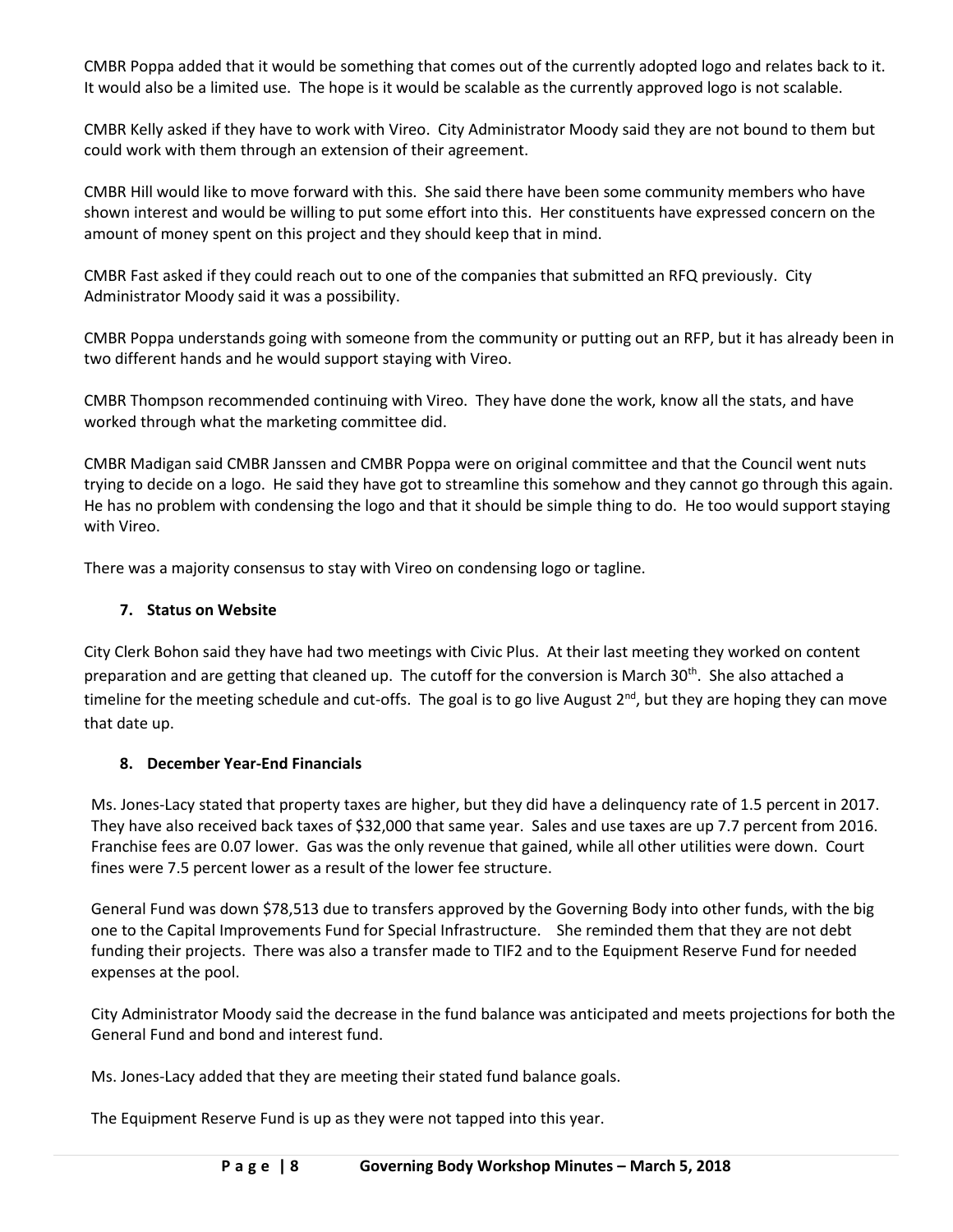CMBR Poppa added that it would be something that comes out of the currently adopted logo and relates back to it. It would also be a limited use. The hope is it would be scalable as the currently approved logo is not scalable.

CMBR Kelly asked if they have to work with Vireo. City Administrator Moody said they are not bound to them but could work with them through an extension of their agreement.

CMBR Hill would like to move forward with this. She said there have been some community members who have shown interest and would be willing to put some effort into this. Her constituents have expressed concern on the amount of money spent on this project and they should keep that in mind.

CMBR Fast asked if they could reach out to one of the companies that submitted an RFQ previously. City Administrator Moody said it was a possibility.

CMBR Poppa understands going with someone from the community or putting out an RFP, but it has already been in two different hands and he would support staying with Vireo.

CMBR Thompson recommended continuing with Vireo. They have done the work, know all the stats, and have worked through what the marketing committee did.

CMBR Madigan said CMBR Janssen and CMBR Poppa were on original committee and that the Council went nuts trying to decide on a logo. He said they have got to streamline this somehow and they cannot go through this again. He has no problem with condensing the logo and that it should be simple thing to do. He too would support staying with Vireo.

There was a majority consensus to stay with Vireo on condensing logo or tagline.

### 7. Status on Website

City Clerk Bohon said they have had two meetings with Civic Plus. At their last meeting they worked on content preparation and are getting that cleaned up. The cutoff for the conversion is March 30th. She also attached a timeline for the meeting schedule and cut-offs. The goal is to go live August 2nd, but they are hoping they can move that date up.

### 8. December Year-End Financials

Ms. Jones-Lacy stated that property taxes are higher, but they did have a delinquency rate of 1.5 percent in 2017. They have also received back taxes of $32,000 that same year. Sales and use taxes are up 7.7 percent from 2016. Franchise fees are 0.07 lower. Gas was the only revenue that gained, while all other utilities were down. Court fines were 7.5 percent lower as a result of the lower fee structure.

General Fund was down $78,513 due to transfers approved by the Governing Body into other funds, with the big one to the Capital Improvements Fund for Special Infrastructure. She reminded them that they are not debt funding their projects. There was also a transfer made to TIF2 and to the Equipment Reserve Fund for needed expenses at the pool.

City Administrator Moody said the decrease in the fund balance was anticipated and meets projections for both the General Fund and bond and interest fund.

Ms. Jones-Lacy added that they are meeting their stated fund balance goals.

The Equipment Reserve Fund is up as they were not tapped into this year.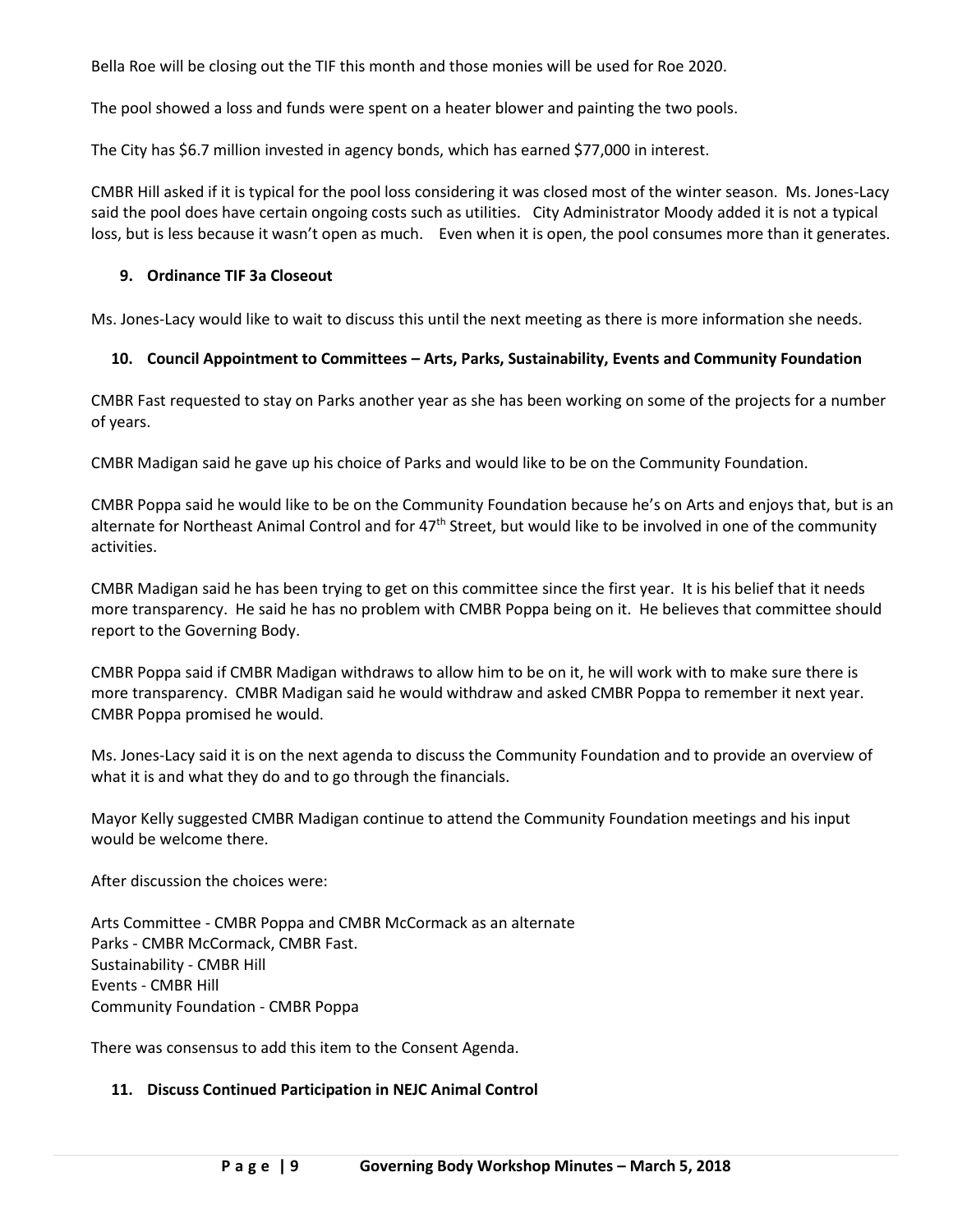Bella Roe will be closing out the TIF this month and those monies will be used for Roe 2020.

The pool showed a loss and funds were spent on a heater blower and painting the two pools.

The City has $6.7 million invested in agency bonds, which has earned $77,000 in interest.

CMBR Hill asked if it is typical for the pool loss considering it was closed most of the winter season. Ms. Jones-Lacy said the pool does have certain ongoing costs such as utilities. City Administrator Moody added it is not a typical loss, but is less because it wasn't open as much. Even when it is open, the pool consumes more than it generates.

**9. Ordinance TIF 3a Closeout**

Ms. Jones-Lacy would like to wait to discuss this until the next meeting as there is more information she needs.

**10. Council Appointment to Committees – Arts, Parks, Sustainability, Events and Community Foundation**

CMBR Fast requested to stay on Parks another year as she has been working on some of the projects for a number of years.

CMBR Madigan said he gave up his choice of Parks and would like to be on the Community Foundation.

CMBR Poppa said he would like to be on the Community Foundation because he's on Arts and enjoys that, but is an alternate for Northeast Animal Control and for 47th Street, but would like to be involved in one of the community activities.

CMBR Madigan said he has been trying to get on this committee since the first year. It is his belief that it needs more transparency. He said he has no problem with CMBR Poppa being on it. He believes that committee should report to the Governing Body.

CMBR Poppa said if CMBR Madigan withdraws to allow him to be on it, he will work with to make sure there is more transparency. CMBR Madigan said he would withdraw and asked CMBR Poppa to remember it next year. CMBR Poppa promised he would.

Ms. Jones-Lacy said it is on the next agenda to discuss the Community Foundation and to provide an overview of what it is and what they do and to go through the financials.

Mayor Kelly suggested CMBR Madigan continue to attend the Community Foundation meetings and his input would be welcome there.

After discussion the choices were:

Arts Committee - CMBR Poppa and CMBR McCormack as an alternate
Parks - CMBR McCormack, CMBR Fast.
Sustainability - CMBR Hill
Events - CMBR Hill
Community Foundation - CMBR Poppa

There was consensus to add this item to the Consent Agenda.

**11. Discuss Continued Participation in NEJC Animal Control**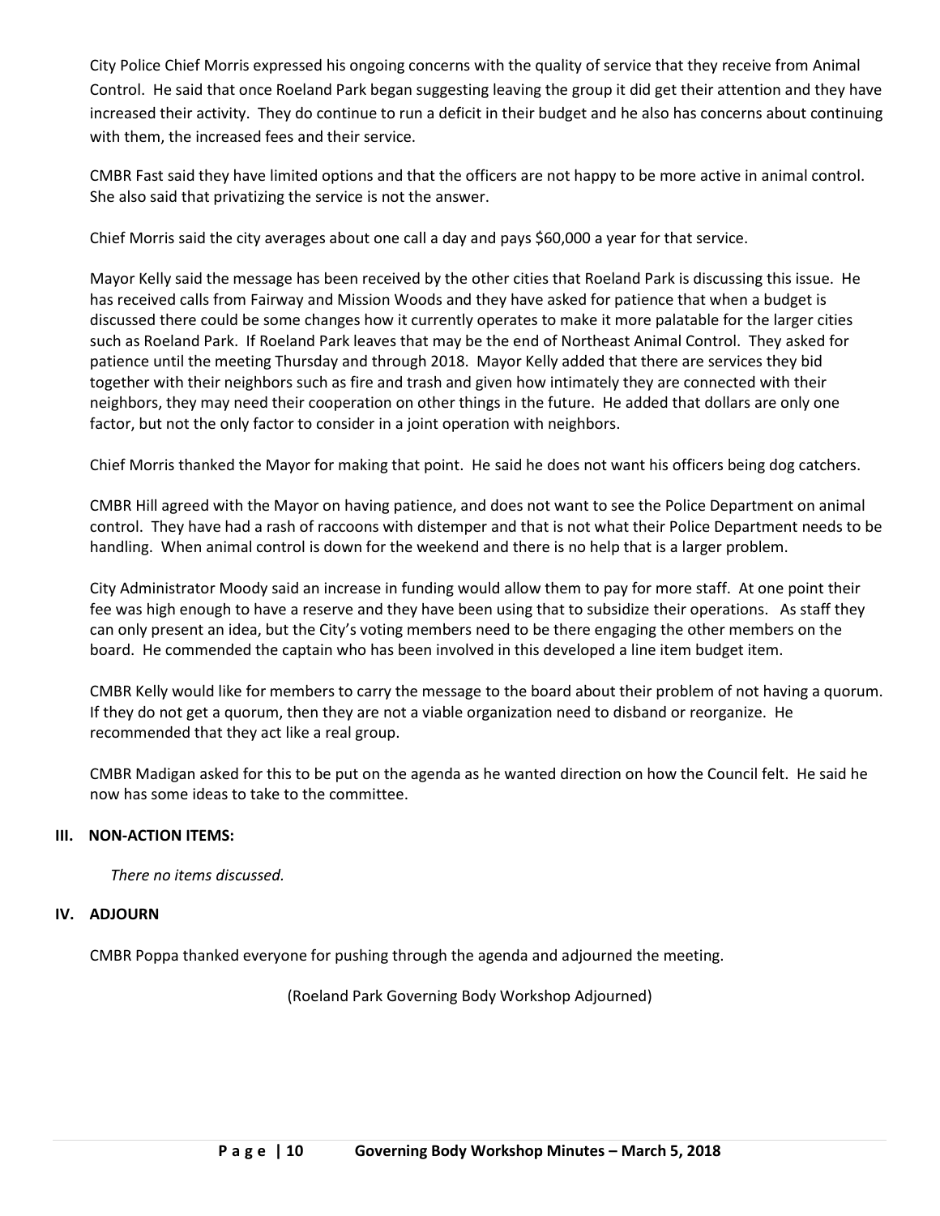City Police Chief Morris expressed his ongoing concerns with the quality of service that they receive from Animal Control. He said that once Roeland Park began suggesting leaving the group it did get their attention and they have increased their activity. They do continue to run a deficit in their budget and he also has concerns about continuing with them, the increased fees and their service.

CMBR Fast said they have limited options and that the officers are not happy to be more active in animal control. She also said that privatizing the service is not the answer.

Chief Morris said the city averages about one call a day and pays $60,000 a year for that service.

Mayor Kelly said the message has been received by the other cities that Roeland Park is discussing this issue. He has received calls from Fairway and Mission Woods and they have asked for patience that when a budget is discussed there could be some changes how it currently operates to make it more palatable for the larger cities such as Roeland Park. If Roeland Park leaves that may be the end of Northeast Animal Control. They asked for patience until the meeting Thursday and through 2018. Mayor Kelly added that there are services they bid together with their neighbors such as fire and trash and given how intimately they are connected with their neighbors, they may need their cooperation on other things in the future. He added that dollars are only one factor, but not the only factor to consider in a joint operation with neighbors.

Chief Morris thanked the Mayor for making that point. He said he does not want his officers being dog catchers.

CMBR Hill agreed with the Mayor on having patience, and does not want to see the Police Department on animal control. They have had a rash of raccoons with distemper and that is not what their Police Department needs to be handling. When animal control is down for the weekend and there is no help that is a larger problem.

City Administrator Moody said an increase in funding would allow them to pay for more staff. At one point their fee was high enough to have a reserve and they have been using that to subsidize their operations. As staff they can only present an idea, but the City's voting members need to be there engaging the other members on the board. He commended the captain who has been involved in this developed a line item budget item.

CMBR Kelly would like for members to carry the message to the board about their problem of not having a quorum. If they do not get a quorum, then they are not a viable organization need to disband or reorganize. He recommended that they act like a real group.

CMBR Madigan asked for this to be put on the agenda as he wanted direction on how the Council felt. He said he now has some ideas to take to the committee.

## III. NON-ACTION ITEMS:

*There no items discussed.*

## IV. ADJOURN

CMBR Poppa thanked everyone for pushing through the agenda and adjourned the meeting.

(Roeland Park Governing Body Workshop Adjourned)